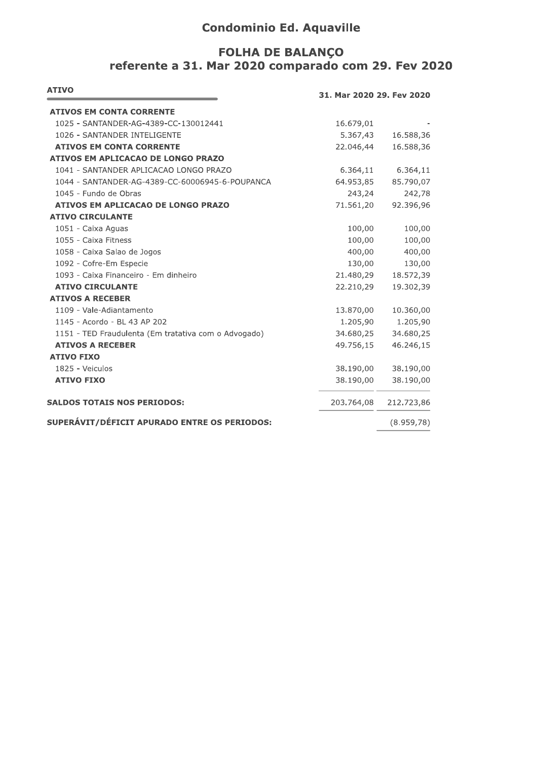# Condominio Ed. Aquaville

## FOLHA DE BALANÇO
## referente a 31. Mar 2020 comparado com 29. Fev 2020

| ATIVO | 31. Mar 2020 | 29. Fev 2020 |
|---|---|---|
| **ATIVOS EM CONTA CORRENTE** | | |
| 1025 - SANTANDER-AG-4389-CC-130012441 | 16.679,01 | - |
| 1026 - SANTANDER INTELIGENTE | 5.367,43 | 16.588,36 |
| **ATIVOS EM CONTA CORRENTE** | 22.046,44 | 16.588,36 |
| **ATIVOS EM APLICACAO DE LONGO PRAZO** | | |
| 1041 - SANTANDER APLICACAO LONGO PRAZO | 6.364,11 | 6.364,11 |
| 1044 - SANTANDER-AG-4389-CC-60006945-6-POUPANCA | 64.953,85 | 85.790,07 |
| 1045 - Fundo de Obras | 243,24 | 242,78 |
| **ATIVOS EM APLICACAO DE LONGO PRAZO** | 71.561,20 | 92.396,96 |
| **ATIVO CIRCULANTE** | | |
| 1051 - Caixa Aguas | 100,00 | 100,00 |
| 1055 - Caixa Fitness | 100,00 | 100,00 |
| 1058 - Caixa Salao de Jogos | 400,00 | 400,00 |
| 1092 - Cofre-Em Especie | 130,00 | 130,00 |
| 1093 - Caixa Financeiro - Em dinheiro | 21.480,29 | 18.572,39 |
| **ATIVO CIRCULANTE** | 22.210,29 | 19.302,39 |
| **ATIVOS A RECEBER** | | |
| 1109 - Vale-Adiantamento | 13.870,00 | 10.360,00 |
| 1145 - Acordo - BL 43 AP 202 | 1.205,90 | 1.205,90 |
| 1151 - TED Fraudulenta (Em tratativa com o Advogado) | 34.680,25 | 34.680,25 |
| **ATIVOS A RECEBER** | 49.756,15 | 46.246,15 |
| **ATIVO FIXO** | | |
| 1825 - Veiculos | 38.190,00 | 38.190,00 |
| **ATIVO FIXO** | 38.190,00 | 38.190,00 |
| **SALDOS TOTAIS NOS PERIODOS:** | 203.764,08 | 212.723,86 |
| **SUPERÁVIT/DÉFICIT APURADO ENTRE OS PERIODOS:** | | (8.959,78) |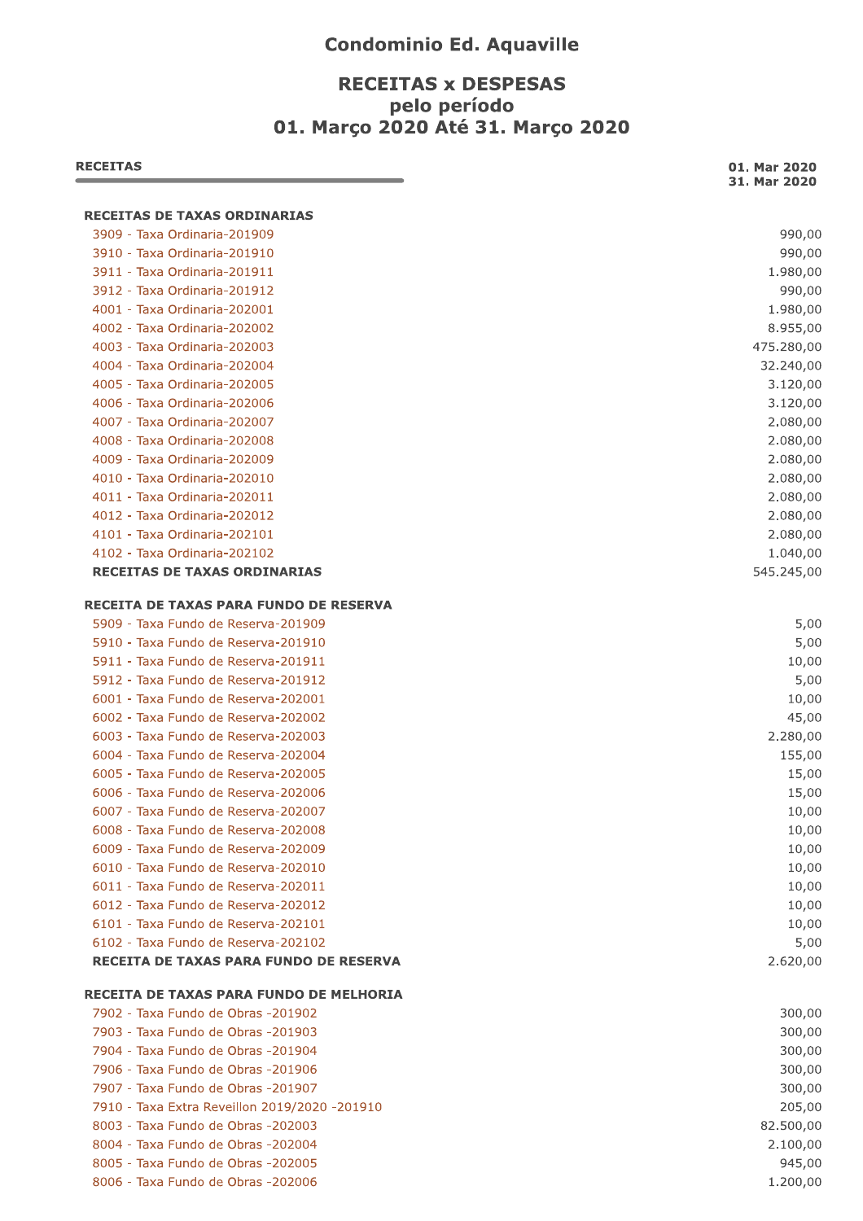# Condominio Ed. Aquaville

## RECEITAS x DESPESAS
## pelo período
## 01. Março 2020 Até 31. Março 2020

| RECEITAS | 01. Mar 2020<br>31. Mar 2020 |
|---|---|
| **RECEITAS DE TAXAS ORDINARIAS** | |
| 3909 - Taxa Ordinaria-201909 | 990,00 |
| 3910 - Taxa Ordinaria-201910 | 990,00 |
| 3911 - Taxa Ordinaria-201911 | 1.980,00 |
| 3912 - Taxa Ordinaria-201912 | 990,00 |
| 4001 - Taxa Ordinaria-202001 | 1.980,00 |
| 4002 - Taxa Ordinaria-202002 | 8.955,00 |
| 4003 - Taxa Ordinaria-202003 | 475.280,00 |
| 4004 - Taxa Ordinaria-202004 | 32.240,00 |
| 4005 - Taxa Ordinaria-202005 | 3.120,00 |
| 4006 - Taxa Ordinaria-202006 | 3.120,00 |
| 4007 - Taxa Ordinaria-202007 | 2.080,00 |
| 4008 - Taxa Ordinaria-202008 | 2.080,00 |
| 4009 - Taxa Ordinaria-202009 | 2.080,00 |
| 4010 - Taxa Ordinaria-202010 | 2.080,00 |
| 4011 - Taxa Ordinaria-202011 | 2.080,00 |
| 4012 - Taxa Ordinaria-202012 | 2.080,00 |
| 4101 - Taxa Ordinaria-202101 | 2.080,00 |
| 4102 - Taxa Ordinaria-202102 | 1.040,00 |
| **RECEITAS DE TAXAS ORDINARIAS** | 545.245,00 |
| **RECEITA DE TAXAS PARA FUNDO DE RESERVA** | |
| 5909 - Taxa Fundo de Reserva-201909 | 5,00 |
| 5910 - Taxa Fundo de Reserva-201910 | 5,00 |
| 5911 - Taxa Fundo de Reserva-201911 | 10,00 |
| 5912 - Taxa Fundo de Reserva-201912 | 5,00 |
| 6001 - Taxa Fundo de Reserva-202001 | 10,00 |
| 6002 - Taxa Fundo de Reserva-202002 | 45,00 |
| 6003 - Taxa Fundo de Reserva-202003 | 2.280,00 |
| 6004 - Taxa Fundo de Reserva-202004 | 155,00 |
| 6005 - Taxa Fundo de Reserva-202005 | 15,00 |
| 6006 - Taxa Fundo de Reserva-202006 | 15,00 |
| 6007 - Taxa Fundo de Reserva-202007 | 10,00 |
| 6008 - Taxa Fundo de Reserva-202008 | 10,00 |
| 6009 - Taxa Fundo de Reserva-202009 | 10,00 |
| 6010 - Taxa Fundo de Reserva-202010 | 10,00 |
| 6011 - Taxa Fundo de Reserva-202011 | 10,00 |
| 6012 - Taxa Fundo de Reserva-202012 | 10,00 |
| 6101 - Taxa Fundo de Reserva-202101 | 10,00 |
| 6102 - Taxa Fundo de Reserva-202102 | 5,00 |
| **RECEITA DE TAXAS PARA FUNDO DE RESERVA** | 2.620,00 |
| **RECEITA DE TAXAS PARA FUNDO DE MELHORIA** | |
| 7902 - Taxa Fundo de Obras -201902 | 300,00 |
| 7903 - Taxa Fundo de Obras -201903 | 300,00 |
| 7904 - Taxa Fundo de Obras -201904 | 300,00 |
| 7906 - Taxa Fundo de Obras -201906 | 300,00 |
| 7907 - Taxa Fundo de Obras -201907 | 300,00 |
| 7910 - Taxa Extra Reveillon 2019/2020 -201910 | 205,00 |
| 8003 - Taxa Fundo de Obras -202003 | 82.500,00 |
| 8004 - Taxa Fundo de Obras -202004 | 2.100,00 |
| 8005 - Taxa Fundo de Obras -202005 | 945,00 |
| 8006 - Taxa Fundo de Obras -202006 | 1.200,00 |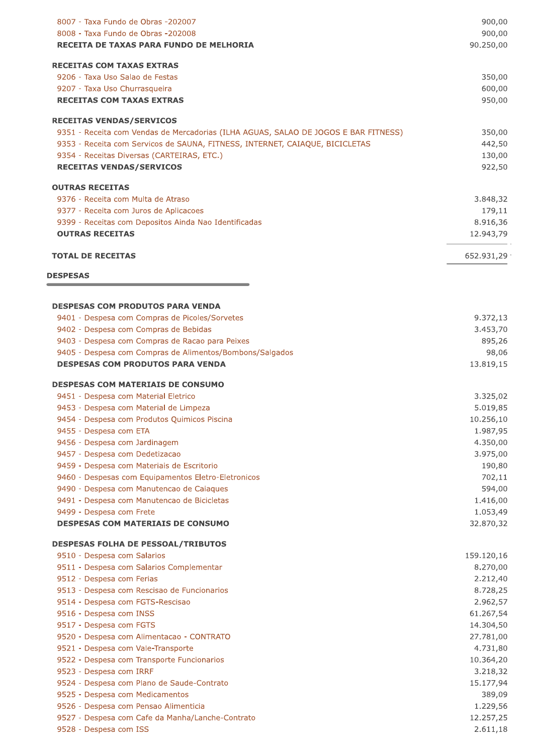| | |
|---|---:|
| 8007 - Taxa Fundo de Obras -202007 | 900,00 |
| 8008 - Taxa Fundo de Obras -202008 | 900,00 |
| **RECEITA DE TAXAS PARA FUNDO DE MELHORIA** | **90.250,00** |
| | |
| **RECEITAS COM TAXAS EXTRAS** | |
| 9206 - Taxa Uso Salao de Festas | 350,00 |
| 9207 - Taxa Uso Churrasqueira | 600,00 |
| **RECEITAS COM TAXAS EXTRAS** | **950,00** |
| | |
| **RECEITAS VENDAS/SERVICOS** | |
| 9351 - Receita com Vendas de Mercadorias (ILHA AGUAS, SALAO DE JOGOS E BAR FITNESS) | 350,00 |
| 9353 - Receita com Servicos de SAUNA, FITNESS, INTERNET, CAIAQUE, BICICLETAS | 442,50 |
| 9354 - Receitas Diversas (CARTEIRAS, ETC.) | 130,00 |
| **RECEITAS VENDAS/SERVICOS** | **922,50** |
| | |
| **OUTRAS RECEITAS** | |
| 9376 - Receita com Multa de Atraso | 3.848,32 |
| 9377 - Receita com Juros de Aplicacoes | 179,11 |
| 9399 - Receitas com Depositos Ainda Nao Identificadas | 8.916,36 |
| **OUTRAS RECEITAS** | **12.943,79** |
| | |
| **TOTAL DE RECEITAS** | **652.931,29** |

## DESPESAS

| | |
|---|---:|
| **DESPESAS COM PRODUTOS PARA VENDA** | |
| 9401 - Despesa com Compras de Picoles/Sorvetes | 9.372,13 |
| 9402 - Despesa com Compras de Bebidas | 3.453,70 |
| 9403 - Despesa com Compras de Racao para Peixes | 895,26 |
| 9405 - Despesa com Compras de Alimentos/Bombons/Salgados | 98,06 |
| **DESPESAS COM PRODUTOS PARA VENDA** | **13.819,15** |
| | |
| **DESPESAS COM MATERIAIS DE CONSUMO** | |
| 9451 - Despesa com Material Eletrico | 3.325,02 |
| 9453 - Despesa com Material de Limpeza | 5.019,85 |
| 9454 - Despesa com Produtos Quimicos Piscina | 10.256,10 |
| 9455 - Despesa com ETA | 1.987,95 |
| 9456 - Despesa com Jardinagem | 4.350,00 |
| 9457 - Despesa com Dedetizacao | 3.975,00 |
| 9459 - Despesa com Materiais de Escritorio | 190,80 |
| 9460 - Despesas com Equipamentos Eletro-Eletronicos | 702,11 |
| 9490 - Despesa com Manutencao de Caiaques | 594,00 |
| 9491 - Despesa com Manutencao de Bicicletas | 1.416,00 |
| 9499 - Despesa com Frete | 1.053,49 |
| **DESPESAS COM MATERIAIS DE CONSUMO** | **32.870,32** |
| | |
| **DESPESAS FOLHA DE PESSOAL/TRIBUTOS** | |
| 9510 - Despesa com Salarios | 159.120,16 |
| 9511 - Despesa com Salarios Complementar | 8.270,00 |
| 9512 - Despesa com Ferias | 2.212,40 |
| 9513 - Despesa com Rescisao de Funcionarios | 8.728,25 |
| 9514 - Despesa com FGTS-Rescisao | 2.962,57 |
| 9516 - Despesa com INSS | 61.267,54 |
| 9517 - Despesa com FGTS | 14.304,50 |
| 9520 - Despesa com Alimentacao - CONTRATO | 27.781,00 |
| 9521 - Despesa com Vale-Transporte | 4.731,80 |
| 9522 - Despesa com Transporte Funcionarios | 10.364,20 |
| 9523 - Despesa com IRRF | 3.218,32 |
| 9524 - Despesa com Plano de Saude-Contrato | 15.177,94 |
| 9525 - Despesa com Medicamentos | 389,09 |
| 9526 - Despesa com Pensao Alimenticia | 1.229,56 |
| 9527 - Despesa com Cafe da Manha/Lanche-Contrato | 12.257,25 |
| 9528 - Despesa com ISS | 2.611,18 |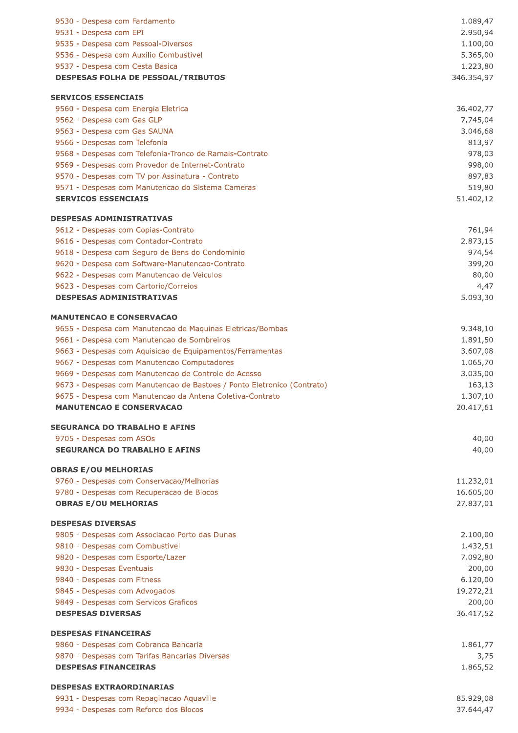| | |
|---|---:|
| 9530 - Despesa com Fardamento | 1.089,47 |
| 9531 - Despesa com EPI | 2.950,94 |
| 9535 - Despesa com Pessoal-Diversos | 1.100,00 |
| 9536 - Despesa com Auxilio Combustivel | 5.365,00 |
| 9537 - Despesa com Cesta Basica | 1.223,80 |
| **DESPESAS FOLHA DE PESSOAL/TRIBUTOS** | 346.354,97 |
| **SERVICOS ESSENCIAIS** | |
| 9560 - Despesa com Energia Eletrica | 36.402,77 |
| 9562 - Despesa com Gas GLP | 7.745,04 |
| 9563 - Despesa com Gas SAUNA | 3.046,68 |
| 9566 - Despesas com Telefonia | 813,97 |
| 9568 - Despesas com Telefonia-Tronco de Ramais-Contrato | 978,03 |
| 9569 - Despesas com Provedor de Internet-Contrato | 998,00 |
| 9570 - Despesas com TV por Assinatura - Contrato | 897,83 |
| 9571 - Despesas com Manutencao do Sistema Cameras | 519,80 |
| **SERVICOS ESSENCIAIS** | 51.402,12 |
| **DESPESAS ADMINISTRATIVAS** | |
| 9612 - Despesas com Copias-Contrato | 761,94 |
| 9616 - Despesas com Contador-Contrato | 2.873,15 |
| 9618 - Despesa com Seguro de Bens do Condominio | 974,54 |
| 9620 - Despesas com Software-Manutencao-Contrato | 399,20 |
| 9622 - Despesas com Manutencao de Veiculos | 80,00 |
| 9623 - Despesas com Cartorio/Correios | 4,47 |
| **DESPESAS ADMINISTRATIVAS** | 5.093,30 |
| **MANUTENCAO E CONSERVACAO** | |
| 9655 - Despesa com Manutencao de Maquinas Eletricas/Bombas | 9.348,10 |
| 9661 - Despesa com Manutencao de Sombreiros | 1.891,50 |
| 9663 - Despesas com Aquisicao de Equipamentos/Ferramentas | 3.607,08 |
| 9667 - Despesas com Manutencao Computadores | 1.065,70 |
| 9669 - Despesas com Manutencao de Controle de Acesso | 3.035,00 |
| 9673 - Despesas com Manutencao de Bastoes / Ponto Eletronico (Contrato) | 163,13 |
| 9675 - Despesa com Manutencao da Antena Coletiva-Contrato | 1.307,10 |
| **MANUTENCAO E CONSERVACAO** | 20.417,61 |
| **SEGURANCA DO TRABALHO E AFINS** | |
| 9705 - Despesas com ASOs | 40,00 |
| **SEGURANCA DO TRABALHO E AFINS** | 40,00 |
| **OBRAS E/OU MELHORIAS** | |
| 9760 - Despesas com Conservacao/Melhorias | 11.232,01 |
| 9780 - Despesas com Recuperacao de Blocos | 16.605,00 |
| **OBRAS E/OU MELHORIAS** | 27.837,01 |
| **DESPESAS DIVERSAS** | |
| 9805 - Despesas com Associacao Porto das Dunas | 2.100,00 |
| 9810 - Despesas com Combustivel | 1.432,51 |
| 9820 - Despesas com Esporte/Lazer | 7.092,80 |
| 9830 - Despesas Eventuais | 200,00 |
| 9840 - Despesas com Fitness | 6.120,00 |
| 9845 - Despesas com Advogados | 19.272,21 |
| 9849 - Despesas com Servicos Graficos | 200,00 |
| **DESPESAS DIVERSAS** | 36.417,52 |
| **DESPESAS FINANCEIRAS** | |
| 9860 - Despesas com Cobranca Bancaria | 1.861,77 |
| 9870 - Despesas com Tarifas Bancarias Diversas | 3,75 |
| **DESPESAS FINANCEIRAS** | 1.865,52 |
| **DESPESAS EXTRAORDINARIAS** | |
| 9931 - Despesas com Repaginacao Aquaville | 85.929,08 |
| 9934 - Despesas com Reforco dos Blocos | 37.644,47 |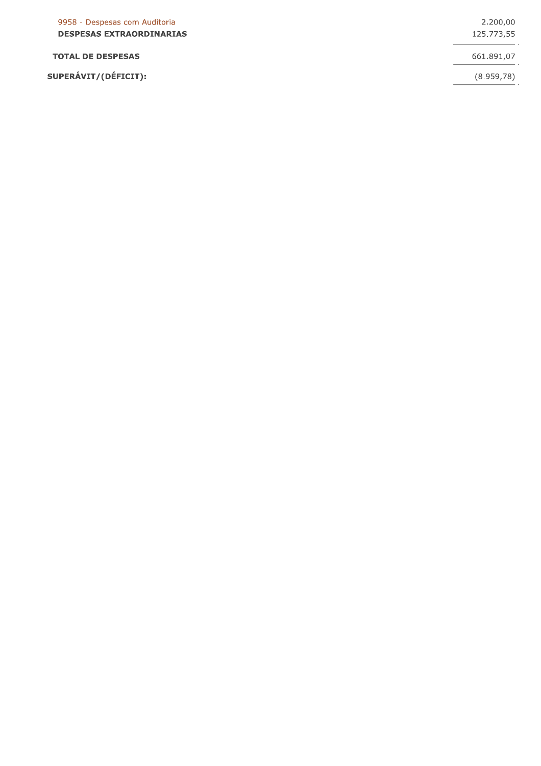| | |
|---|---|
| 9958 - Despesas com Auditoria | 2.200,00 |
| **DESPESAS EXTRAORDINARIAS** | 125.773,55 |
| **TOTAL DE DESPESAS** | 661.891,07 |
| **SUPERÁVIT/(DÉFICIT):** | (8.959,78) |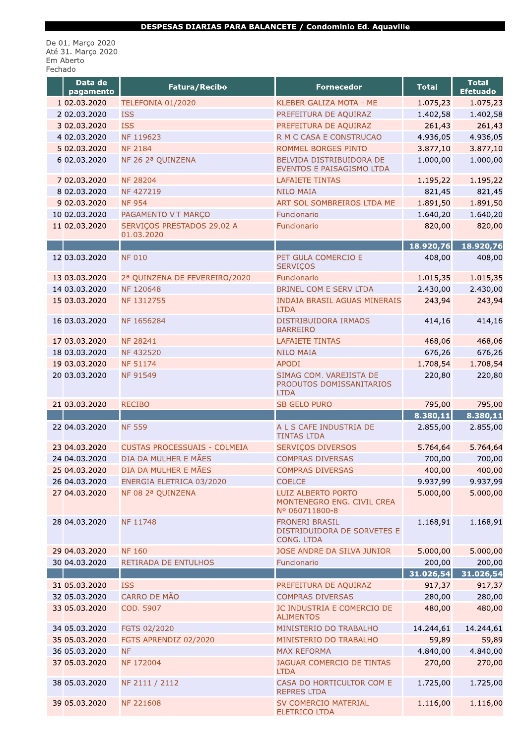**DESPESAS DIARIAS PARA BALANCETE / Condominio Ed. Aquaville**

De 01. Março 2020
Até 31. Março 2020
Em Aberto
Fechado

| | Data de pagamento | Fatura/Recibo | Fornecedor | Total | Total Efetuado |
|---|---|---|---|---|---|
| 1 | 02.03.2020 | TELEFONIA 01/2020 | KLEBER GALIZA MOTA - ME | 1.075,23 | 1.075,23 |
| 2 | 02.03.2020 | ISS | PREFEITURA DE AQUIRAZ | 1.402,58 | 1.402,58 |
| 3 | 02.03.2020 | ISS | PREFEITURA DE AQUIRAZ | 261,43 | 261,43 |
| 4 | 02.03.2020 | NF 119623 | R M C CASA E CONSTRUCAO | 4.936,05 | 4.936,05 |
| 5 | 02.03.2020 | NF 2184 | ROMMEL BORGES PINTO | 3.877,10 | 3.877,10 |
| 6 | 02.03.2020 | NF 26 2ª QUINZENA | BELVIDA DISTRIBUIDORA DE EVENTOS E PAISAGISMO LTDA | 1.000,00 | 1.000,00 |
| 7 | 02.03.2020 | NF 28204 | LAFAIETE TINTAS | 1.195,22 | 1.195,22 |
| 8 | 02.03.2020 | NF 427219 | NILO MAIA | 821,45 | 821,45 |
| 9 | 02.03.2020 | NF 954 | ART SOL SOMBREIROS LTDA ME | 1.891,50 | 1.891,50 |
| 10 | 02.03.2020 | PAGAMENTO V.T MARÇO | Funcionario | 1.640,20 | 1.640,20 |
| 11 | 02.03.2020 | SERVIÇOS PRESTADOS 29.02 A 01.03.2020 | Funcionario | 820,00 | 820,00 |
| | | | | **18.920,76** | **18.920,76** |
| 12 | 03.03.2020 | NF 010 | PET GULA COMERCIO E SERVIÇOS | 408,00 | 408,00 |
| 13 | 03.03.2020 | 2ª QUINZENA DE FEVEREIRO/2020 | Funcionario | 1.015,35 | 1.015,35 |
| 14 | 03.03.2020 | NF 120648 | BRINEL COM E SERV LTDA | 2.430,00 | 2.430,00 |
| 15 | 03.03.2020 | NF 1312755 | INDAIA BRASIL AGUAS MINERAIS LTDA | 243,94 | 243,94 |
| 16 | 03.03.2020 | NF 1656284 | DISTRIBUIDORA IRMAOS BARREIRO | 414,16 | 414,16 |
| 17 | 03.03.2020 | NF 28241 | LAFAIETE TINTAS | 468,06 | 468,06 |
| 18 | 03.03.2020 | NF 432520 | NILO MAIA | 676,26 | 676,26 |
| 19 | 03.03.2020 | NF 51174 | APODI | 1.708,54 | 1.708,54 |
| 20 | 03.03.2020 | NF 91549 | SIMAG COM. VAREJISTA DE PRODUTOS DOMISSANITARIOS LTDA | 220,80 | 220,80 |
| 21 | 03.03.2020 | RECIBO | SB GELO PURO | 795,00 | 795,00 |
| | | | | **8.380,11** | **8.380,11** |
| 22 | 04.03.2020 | NF 559 | A L S CAFE INDUSTRIA DE TINTAS LTDA | 2.855,00 | 2.855,00 |
| 23 | 04.03.2020 | CUSTAS PROCESSUAIS - COLMEIA | SERVIÇOS DIVERSOS | 5.764,64 | 5.764,64 |
| 24 | 04.03.2020 | DIA DA MULHER E MÃES | COMPRAS DIVERSAS | 700,00 | 700,00 |
| 25 | 04.03.2020 | DIA DA MULHER E MÃES | COMPRAS DIVERSAS | 400,00 | 400,00 |
| 26 | 04.03.2020 | ENERGIA ELETRICA 03/2020 | COELCE | 9.937,99 | 9.937,99 |
| 27 | 04.03.2020 | NF 08 2ª QUINZENA | LUIZ ALBERTO PORTO MONTENEGRO ENG. CIVIL CREA Nº 060711800-8 | 5.000,00 | 5.000,00 |
| 28 | 04.03.2020 | NF 11748 | FRONERI BRASIL DISTRIDUIDORA DE SORVETES E CONG. LTDA | 1.168,91 | 1.168,91 |
| 29 | 04.03.2020 | NF 160 | JOSE ANDRE DA SILVA JUNIOR | 5.000,00 | 5.000,00 |
| 30 | 04.03.2020 | RETIRADA DE ENTULHOS | Funcionario | 200,00 | 200,00 |
| | | | | **31.026,54** | **31.026,54** |
| 31 | 05.03.2020 | ISS | PREFEITURA DE AQUIRAZ | 917,37 | 917,37 |
| 32 | 05.03.2020 | CARRO DE MÃO | COMPRAS DIVERSAS | 280,00 | 280,00 |
| 33 | 05.03.2020 | COD. 5907 | JC INDUSTRIA E COMERCIO DE ALIMENTOS | 480,00 | 480,00 |
| 34 | 05.03.2020 | FGTS 02/2020 | MINISTERIO DO TRABALHO | 14.244,61 | 14.244,61 |
| 35 | 05.03.2020 | FGTS APRENDIZ 02/2020 | MINISTERIO DO TRABALHO | 59,89 | 59,89 |
| 36 | 05.03.2020 | NF | MAX REFORMA | 4.840,00 | 4.840,00 |
| 37 | 05.03.2020 | NF 172004 | JAGUAR COMERCIO DE TINTAS LTDA | 270,00 | 270,00 |
| 38 | 05.03.2020 | NF 2111 / 2112 | CASA DO HORTICULTOR COM E REPRES LTDA | 1.725,00 | 1.725,00 |
| 39 | 05.03.2020 | NF 221608 | SV COMERCIO MATERIAL ELETRICO LTDA | 1.116,00 | 1.116,00 |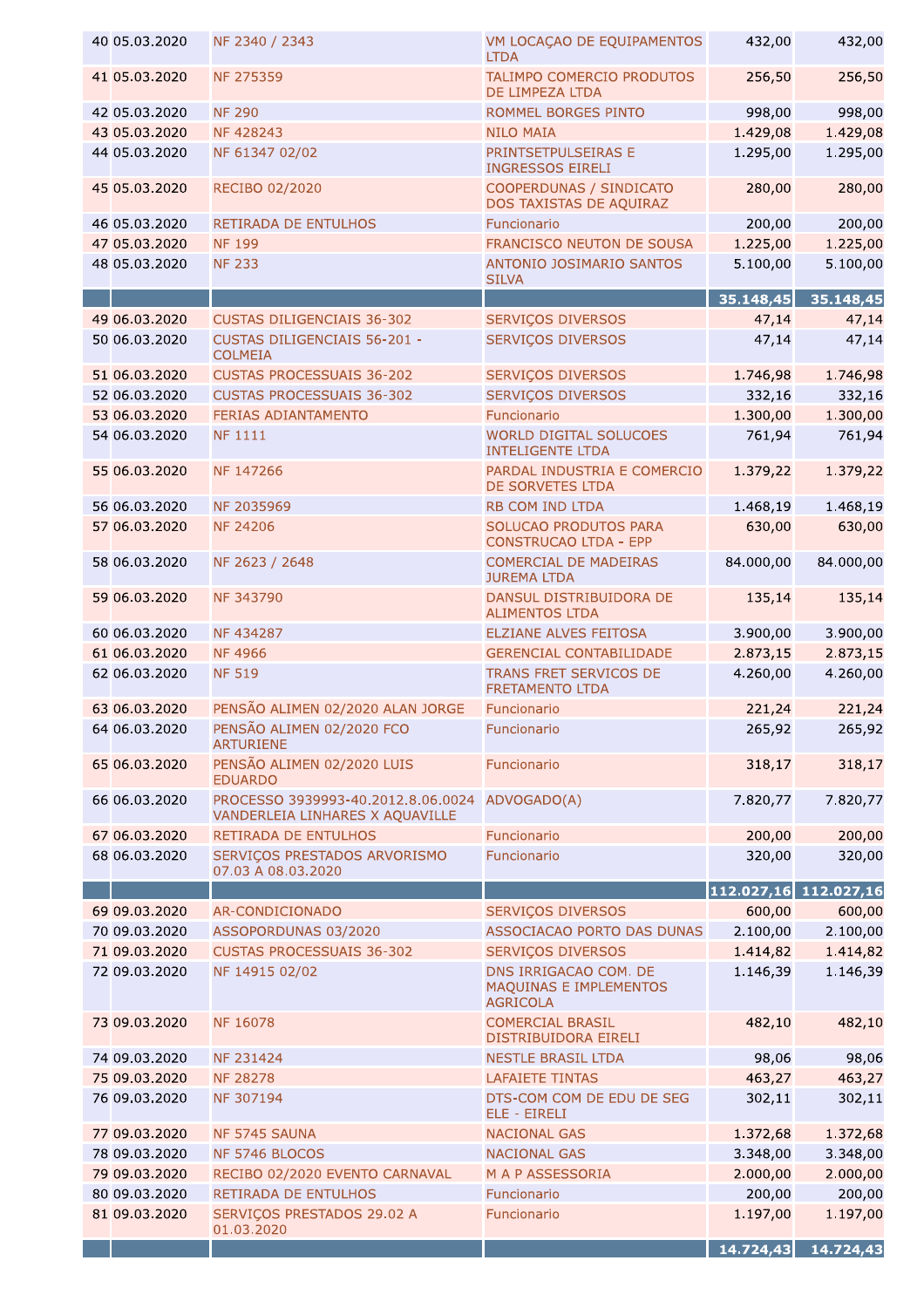| | | | | | |
|---|---|---|---|---|---|
| 40 | 05.03.2020 | NF 2340 / 2343 | VM LOCAÇAO DE EQUIPAMENTOS LTDA | 432,00 | 432,00 |
| 41 | 05.03.2020 | NF 275359 | TALIMPO COMERCIO PRODUTOS DE LIMPEZA LTDA | 256,50 | 256,50 |
| 42 | 05.03.2020 | NF 290 | ROMMEL BORGES PINTO | 998,00 | 998,00 |
| 43 | 05.03.2020 | NF 428243 | NILO MAIA | 1.429,08 | 1.429,08 |
| 44 | 05.03.2020 | NF 61347 02/02 | PRINTSETPULSEIRAS E INGRESSOS EIRELI | 1.295,00 | 1.295,00 |
| 45 | 05.03.2020 | RECIBO 02/2020 | COOPERDUNAS / SINDICATO DOS TAXISTAS DE AQUIRAZ | 280,00 | 280,00 |
| 46 | 05.03.2020 | RETIRADA DE ENTULHOS | Funcionario | 200,00 | 200,00 |
| 47 | 05.03.2020 | NF 199 | FRANCISCO NEUTON DE SOUSA | 1.225,00 | 1.225,00 |
| 48 | 05.03.2020 | NF 233 | ANTONIO JOSIMARIO SANTOS SILVA | 5.100,00 | 5.100,00 |
| | | | | **35.148,45** | **35.148,45** |
| 49 | 06.03.2020 | CUSTAS DILIGENCIAIS 36-302 | SERVIÇOS DIVERSOS | 47,14 | 47,14 |
| 50 | 06.03.2020 | CUSTAS DILIGENCIAIS 56-201 - COLMEIA | SERVIÇOS DIVERSOS | 47,14 | 47,14 |
| 51 | 06.03.2020 | CUSTAS PROCESSUAIS 36-202 | SERVIÇOS DIVERSOS | 1.746,98 | 1.746,98 |
| 52 | 06.03.2020 | CUSTAS PROCESSUAIS 36-302 | SERVIÇOS DIVERSOS | 332,16 | 332,16 |
| 53 | 06.03.2020 | FERIAS ADIANTAMENTO | Funcionario | 1.300,00 | 1.300,00 |
| 54 | 06.03.2020 | NF 1111 | WORLD DIGITAL SOLUCOES INTELIGENTE LTDA | 761,94 | 761,94 |
| 55 | 06.03.2020 | NF 147266 | PARDAL INDUSTRIA E COMERCIO DE SORVETES LTDA | 1.379,22 | 1.379,22 |
| 56 | 06.03.2020 | NF 2035969 | RB COM IND LTDA | 1.468,19 | 1.468,19 |
| 57 | 06.03.2020 | NF 24206 | SOLUCAO PRODUTOS PARA CONSTRUCAO LTDA - EPP | 630,00 | 630,00 |
| 58 | 06.03.2020 | NF 2623 / 2648 | COMERCIAL DE MADEIRAS JUREMA LTDA | 84.000,00 | 84.000,00 |
| 59 | 06.03.2020 | NF 343790 | DANSUL DISTRIBUIDORA DE ALIMENTOS LTDA | 135,14 | 135,14 |
| 60 | 06.03.2020 | NF 434287 | ELZIANE ALVES FEITOSA | 3.900,00 | 3.900,00 |
| 61 | 06.03.2020 | NF 4966 | GERENCIAL CONTABILIDADE | 2.873,15 | 2.873,15 |
| 62 | 06.03.2020 | NF 519 | TRANS FRET SERVICOS DE FRETAMENTO LTDA | 4.260,00 | 4.260,00 |
| 63 | 06.03.2020 | PENSÃO ALIMEN 02/2020 ALAN JORGE | Funcionario | 221,24 | 221,24 |
| 64 | 06.03.2020 | PENSÃO ALIMEN 02/2020 FCO ARTURIENE | Funcionario | 265,92 | 265,92 |
| 65 | 06.03.2020 | PENSÃO ALIMEN 02/2020 LUIS EDUARDO | Funcionario | 318,17 | 318,17 |
| 66 | 06.03.2020 | PROCESSO 3939993-40.2012.8.06.0024 VANDERLEIA LINHARES X AQUAVILLE | ADVOGADO(A) | 7.820,77 | 7.820,77 |
| 67 | 06.03.2020 | RETIRADA DE ENTULHOS | Funcionario | 200,00 | 200,00 |
| 68 | 06.03.2020 | SERVIÇOS PRESTADOS ARVORISMO 07.03 A 08.03.2020 | Funcionario | 320,00 | 320,00 |
| | | | | **112.027,16** | **112.027,16** |
| 69 | 09.03.2020 | AR-CONDICIONADO | SERVIÇOS DIVERSOS | 600,00 | 600,00 |
| 70 | 09.03.2020 | ASSOPORDUNAS 03/2020 | ASSOCIACAO PORTO DAS DUNAS | 2.100,00 | 2.100,00 |
| 71 | 09.03.2020 | CUSTAS PROCESSUAIS 36-302 | SERVIÇOS DIVERSOS | 1.414,82 | 1.414,82 |
| 72 | 09.03.2020 | NF 14915 02/02 | DNS IRRIGACAO COM. DE MAQUINAS E IMPLEMENTOS AGRICOLA | 1.146,39 | 1.146,39 |
| 73 | 09.03.2020 | NF 16078 | COMERCIAL BRASIL DISTRIBUIDORA EIRELI | 482,10 | 482,10 |
| 74 | 09.03.2020 | NF 231424 | NESTLE BRASIL LTDA | 98,06 | 98,06 |
| 75 | 09.03.2020 | NF 28278 | LAFAIETE TINTAS | 463,27 | 463,27 |
| 76 | 09.03.2020 | NF 307194 | DTS-COM COM DE EDU DE SEG ELE - EIRELI | 302,11 | 302,11 |
| 77 | 09.03.2020 | NF 5745 SAUNA | NACIONAL GAS | 1.372,68 | 1.372,68 |
| 78 | 09.03.2020 | NF 5746 BLOCOS | NACIONAL GAS | 3.348,00 | 3.348,00 |
| 79 | 09.03.2020 | RECIBO 02/2020 EVENTO CARNAVAL | M A P ASSESSORIA | 2.000,00 | 2.000,00 |
| 80 | 09.03.2020 | RETIRADA DE ENTULHOS | Funcionario | 200,00 | 200,00 |
| 81 | 09.03.2020 | SERVIÇOS PRESTADOS 29.02 A 01.03.2020 | Funcionario | 1.197,00 | 1.197,00 |
| | | | | **14.724,43** | **14.724,43** |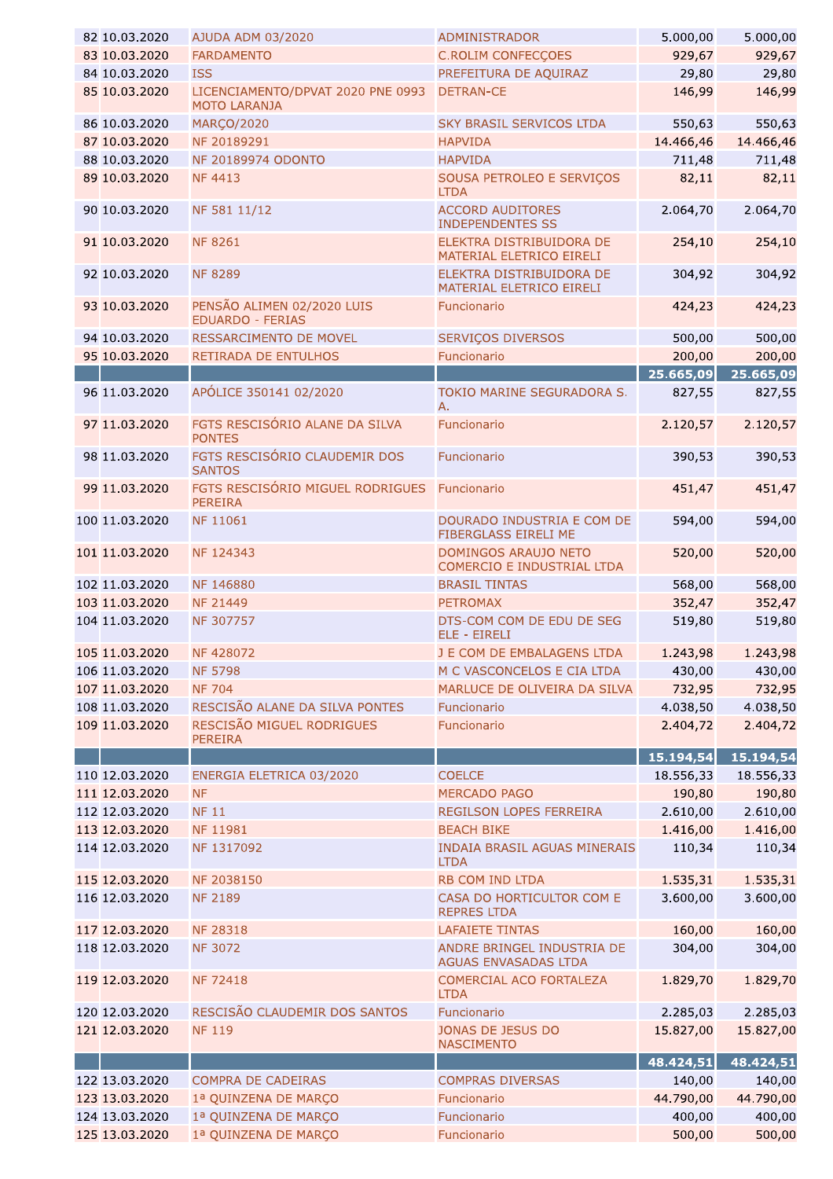| | | | | | |
|---|---|---|---|---|---|
| 82 | 10.03.2020 | AJUDA ADM 03/2020 | ADMINISTRADOR | 5.000,00 | 5.000,00 |
| 83 | 10.03.2020 | FARDAMENTO | C.ROLIM CONFECÇOES | 929,67 | 929,67 |
| 84 | 10.03.2020 | ISS | PREFEITURA DE AQUIRAZ | 29,80 | 29,80 |
| 85 | 10.03.2020 | LICENCIAMENTO/DPVAT 2020 PNE 0993 MOTO LARANJA | DETRAN-CE | 146,99 | 146,99 |
| 86 | 10.03.2020 | MARÇO/2020 | SKY BRASIL SERVICOS LTDA | 550,63 | 550,63 |
| 87 | 10.03.2020 | NF 20189291 | HAPVIDA | 14.466,46 | 14.466,46 |
| 88 | 10.03.2020 | NF 20189974 ODONTO | HAPVIDA | 711,48 | 711,48 |
| 89 | 10.03.2020 | NF 4413 | SOUSA PETROLEO E SERVIÇOS LTDA | 82,11 | 82,11 |
| 90 | 10.03.2020 | NF 581 11/12 | ACCORD AUDITORES INDEPENDENTES SS | 2.064,70 | 2.064,70 |
| 91 | 10.03.2020 | NF 8261 | ELEKTRA DISTRIBUIDORA DE MATERIAL ELETRICO EIRELI | 254,10 | 254,10 |
| 92 | 10.03.2020 | NF 8289 | ELEKTRA DISTRIBUIDORA DE MATERIAL ELETRICO EIRELI | 304,92 | 304,92 |
| 93 | 10.03.2020 | PENSÃO ALIMEN 02/2020 LUIS EDUARDO - FERIAS | Funcionario | 424,23 | 424,23 |
| 94 | 10.03.2020 | RESSARCIMENTO DE MOVEL | SERVIÇOS DIVERSOS | 500,00 | 500,00 |
| 95 | 10.03.2020 | RETIRADA DE ENTULHOS | Funcionario | 200,00 | 200,00 |
| | | | | **25.665,09** | **25.665,09** |
| 96 | 11.03.2020 | APÓLICE 350141 02/2020 | TOKIO MARINE SEGURADORA S. A. | 827,55 | 827,55 |
| 97 | 11.03.2020 | FGTS RESCISÓRIO ALANE DA SILVA PONTES | Funcionario | 2.120,57 | 2.120,57 |
| 98 | 11.03.2020 | FGTS RESCISÓRIO CLAUDEMIR DOS SANTOS | Funcionario | 390,53 | 390,53 |
| 99 | 11.03.2020 | FGTS RESCISÓRIO MIGUEL RODRIGUES PEREIRA | Funcionario | 451,47 | 451,47 |
| 100 | 11.03.2020 | NF 11061 | DOURADO INDUSTRIA E COM DE FIBERGLASS EIRELI ME | 594,00 | 594,00 |
| 101 | 11.03.2020 | NF 124343 | DOMINGOS ARAUJO NETO COMERCIO E INDUSTRIAL LTDA | 520,00 | 520,00 |
| 102 | 11.03.2020 | NF 146880 | BRASIL TINTAS | 568,00 | 568,00 |
| 103 | 11.03.2020 | NF 21449 | PETROMAX | 352,47 | 352,47 |
| 104 | 11.03.2020 | NF 307757 | DTS-COM COM DE EDU DE SEG ELE - EIRELI | 519,80 | 519,80 |
| 105 | 11.03.2020 | NF 428072 | J E COM DE EMBALAGENS LTDA | 1.243,98 | 1.243,98 |
| 106 | 11.03.2020 | NF 5798 | M C VASCONCELOS E CIA LTDA | 430,00 | 430,00 |
| 107 | 11.03.2020 | NF 704 | MARLUCE DE OLIVEIRA DA SILVA | 732,95 | 732,95 |
| 108 | 11.03.2020 | RESCISÃO ALANE DA SILVA PONTES | Funcionario | 4.038,50 | 4.038,50 |
| 109 | 11.03.2020 | RESCISÃO MIGUEL RODRIGUES PEREIRA | Funcionario | 2.404,72 | 2.404,72 |
| | | | | **15.194,54** | **15.194,54** |
| 110 | 12.03.2020 | ENERGIA ELETRICA 03/2020 | COELCE | 18.556,33 | 18.556,33 |
| 111 | 12.03.2020 | NF | MERCADO PAGO | 190,80 | 190,80 |
| 112 | 12.03.2020 | NF 11 | REGILSON LOPES FERREIRA | 2.610,00 | 2.610,00 |
| 113 | 12.03.2020 | NF 11981 | BEACH BIKE | 1.416,00 | 1.416,00 |
| 114 | 12.03.2020 | NF 1317092 | INDAIA BRASIL AGUAS MINERAIS LTDA | 110,34 | 110,34 |
| 115 | 12.03.2020 | NF 2038150 | RB COM IND LTDA | 1.535,31 | 1.535,31 |
| 116 | 12.03.2020 | NF 2189 | CASA DO HORTICULTOR COM E REPRES LTDA | 3.600,00 | 3.600,00 |
| 117 | 12.03.2020 | NF 28318 | LAFAIETE TINTAS | 160,00 | 160,00 |
| 118 | 12.03.2020 | NF 3072 | ANDRE BRINGEL INDUSTRIA DE AGUAS ENVASADAS LTDA | 304,00 | 304,00 |
| 119 | 12.03.2020 | NF 72418 | COMERCIAL ACO FORTALEZA LTDA | 1.829,70 | 1.829,70 |
| 120 | 12.03.2020 | RESCISÃO CLAUDEMIR DOS SANTOS | Funcionario | 2.285,03 | 2.285,03 |
| 121 | 12.03.2020 | NF 119 | JONAS DE JESUS DO NASCIMENTO | 15.827,00 | 15.827,00 |
| | | | | **48.424,51** | **48.424,51** |
| 122 | 13.03.2020 | COMPRA DE CADEIRAS | COMPRAS DIVERSAS | 140,00 | 140,00 |
| 123 | 13.03.2020 | 1ª QUINZENA DE MARÇO | Funcionario | 44.790,00 | 44.790,00 |
| 124 | 13.03.2020 | 1ª QUINZENA DE MARÇO | Funcionario | 400,00 | 400,00 |
| 125 | 13.03.2020 | 1ª QUINZENA DE MARÇO | Funcionario | 500,00 | 500,00 |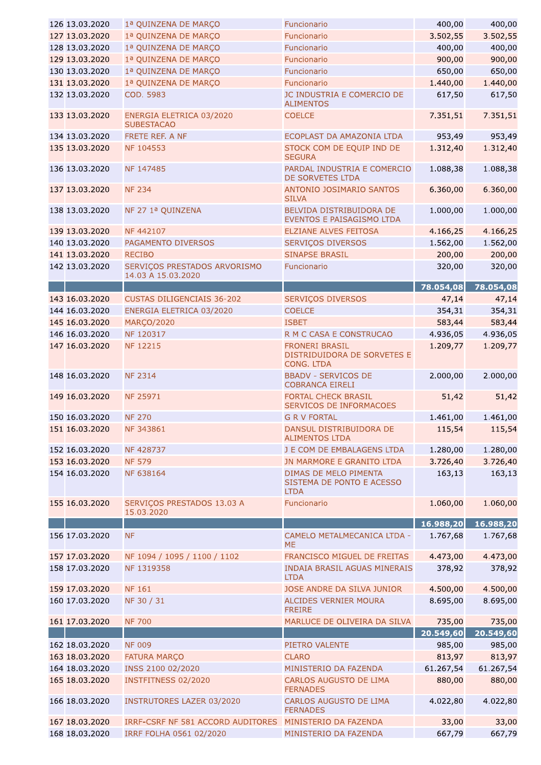| | | | | | |
|---|---|---|---|---|---|
| 126 | 13.03.2020 | 1ª QUINZENA DE MARÇO | Funcionario | 400,00 | 400,00 |
| 127 | 13.03.2020 | 1ª QUINZENA DE MARÇO | Funcionario | 3.502,55 | 3.502,55 |
| 128 | 13.03.2020 | 1ª QUINZENA DE MARÇO | Funcionario | 400,00 | 400,00 |
| 129 | 13.03.2020 | 1ª QUINZENA DE MARÇO | Funcionario | 900,00 | 900,00 |
| 130 | 13.03.2020 | 1ª QUINZENA DE MARÇO | Funcionario | 650,00 | 650,00 |
| 131 | 13.03.2020 | 1ª QUINZENA DE MARÇO | Funcionario | 1.440,00 | 1.440,00 |
| 132 | 13.03.2020 | COD. 5983 | JC INDUSTRIA E COMERCIO DE ALIMENTOS | 617,50 | 617,50 |
| 133 | 13.03.2020 | ENERGIA ELETRICA 03/2020 SUBESTACAO | COELCE | 7.351,51 | 7.351,51 |
| 134 | 13.03.2020 | FRETE REF. A NF | ECOPLAST DA AMAZONIA LTDA | 953,49 | 953,49 |
| 135 | 13.03.2020 | NF 104553 | STOCK COM DE EQUIP IND DE SEGURA | 1.312,40 | 1.312,40 |
| 136 | 13.03.2020 | NF 147485 | PARDAL INDUSTRIA E COMERCIO DE SORVETES LTDA | 1.088,38 | 1.088,38 |
| 137 | 13.03.2020 | NF 234 | ANTONIO JOSIMARIO SANTOS SILVA | 6.360,00 | 6.360,00 |
| 138 | 13.03.2020 | NF 27 1ª QUINZENA | BELVIDA DISTRIBUIDORA DE EVENTOS E PAISAGISMO LTDA | 1.000,00 | 1.000,00 |
| 139 | 13.03.2020 | NF 442107 | ELZIANE ALVES FEITOSA | 4.166,25 | 4.166,25 |
| 140 | 13.03.2020 | PAGAMENTO DIVERSOS | SERVIÇOS DIVERSOS | 1.562,00 | 1.562,00 |
| 141 | 13.03.2020 | RECIBO | SINAPSE BRASIL | 200,00 | 200,00 |
| 142 | 13.03.2020 | SERVIÇOS PRESTADOS ARVORISMO 14.03 A 15.03.2020 | Funcionario | 320,00 | 320,00 |
| | | | | **78.054,08** | **78.054,08** |
| 143 | 16.03.2020 | CUSTAS DILIGENCIAIS 36-202 | SERVIÇOS DIVERSOS | 47,14 | 47,14 |
| 144 | 16.03.2020 | ENERGIA ELETRICA 03/2020 | COELCE | 354,31 | 354,31 |
| 145 | 16.03.2020 | MARÇO/2020 | ISBET | 583,44 | 583,44 |
| 146 | 16.03.2020 | NF 120317 | R M C CASA E CONSTRUCAO | 4.936,05 | 4.936,05 |
| 147 | 16.03.2020 | NF 12215 | FRONERI BRASIL DISTRIDUIDORA DE SORVETES E CONG. LTDA | 1.209,77 | 1.209,77 |
| 148 | 16.03.2020 | NF 2314 | BBADV - SERVICOS DE COBRANCA EIRELI | 2.000,00 | 2.000,00 |
| 149 | 16.03.2020 | NF 25971 | FORTAL CHECK BRASIL SERVICOS DE INFORMACOES | 51,42 | 51,42 |
| 150 | 16.03.2020 | NF 270 | G R V FORTAL | 1.461,00 | 1.461,00 |
| 151 | 16.03.2020 | NF 343861 | DANSUL DISTRIBUIDORA DE ALIMENTOS LTDA | 115,54 | 115,54 |
| 152 | 16.03.2020 | NF 428737 | J E COM DE EMBALAGENS LTDA | 1.280,00 | 1.280,00 |
| 153 | 16.03.2020 | NF 579 | JN MARMORE E GRANITO LTDA | 3.726,40 | 3.726,40 |
| 154 | 16.03.2020 | NF 638164 | DIMAS DE MELO PIMENTA SISTEMA DE PONTO E ACESSO LTDA | 163,13 | 163,13 |
| 155 | 16.03.2020 | SERVIÇOS PRESTADOS 13.03 A 15.03.2020 | Funcionario | 1.060,00 | 1.060,00 |
| | | | | **16.988,20** | **16.988,20** |
| 156 | 17.03.2020 | NF | CAMELO METALMECANICA LTDA - ME | 1.767,68 | 1.767,68 |
| 157 | 17.03.2020 | NF 1094 / 1095 / 1100 / 1102 | FRANCISCO MIGUEL DE FREITAS | 4.473,00 | 4.473,00 |
| 158 | 17.03.2020 | NF 1319358 | INDAIA BRASIL AGUAS MINERAIS LTDA | 378,92 | 378,92 |
| 159 | 17.03.2020 | NF 161 | JOSE ANDRE DA SILVA JUNIOR | 4.500,00 | 4.500,00 |
| 160 | 17.03.2020 | NF 30 / 31 | ALCIDES VERNIER MOURA FREIRE | 8.695,00 | 8.695,00 |
| 161 | 17.03.2020 | NF 700 | MARLUCE DE OLIVEIRA DA SILVA | 735,00 | 735,00 |
| | | | | **20.549,60** | **20.549,60** |
| 162 | 18.03.2020 | NF 009 | PIETRO VALENTE | 985,00 | 985,00 |
| 163 | 18.03.2020 | FATURA MARÇO | CLARO | 813,97 | 813,97 |
| 164 | 18.03.2020 | INSS 2100 02/2020 | MINISTERIO DA FAZENDA | 61.267,54 | 61.267,54 |
| 165 | 18.03.2020 | INSTFITNESS 02/2020 | CARLOS AUGUSTO DE LIMA FERNADES | 880,00 | 880,00 |
| 166 | 18.03.2020 | INSTRUTORES LAZER 03/2020 | CARLOS AUGUSTO DE LIMA FERNADES | 4.022,80 | 4.022,80 |
| 167 | 18.03.2020 | IRRF-CSRF NF 581 ACCORD AUDITORES | MINISTERIO DA FAZENDA | 33,00 | 33,00 |
| 168 | 18.03.2020 | IRRF FOLHA 0561 02/2020 | MINISTERIO DA FAZENDA | 667,79 | 667,79 |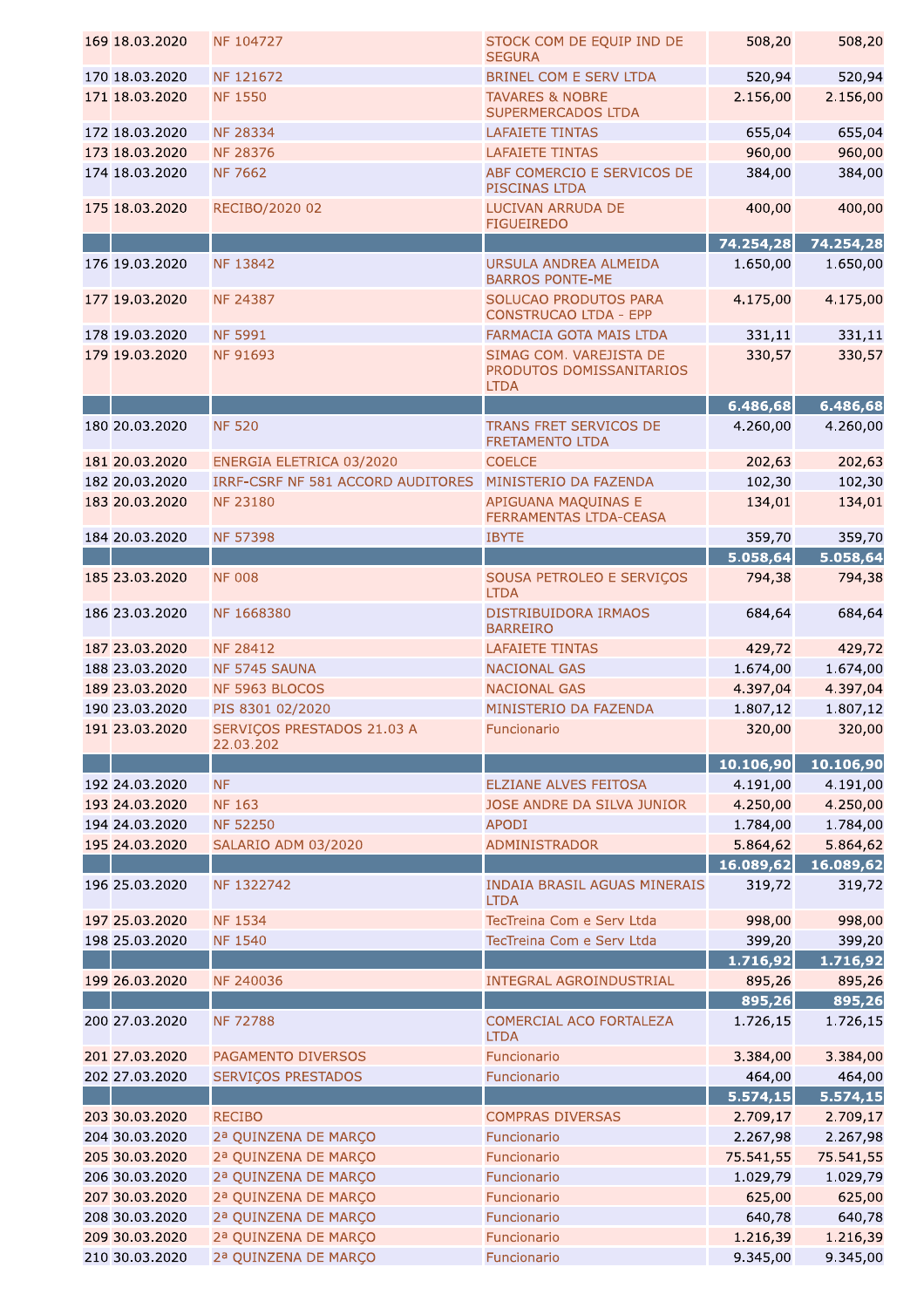| | | | | | |
|---|---|---|---|---|---|
| 169 | 18.03.2020 | NF 104727 | STOCK COM DE EQUIP IND DE SEGURA | 508,20 | 508,20 |
| 170 | 18.03.2020 | NF 121672 | BRINEL COM E SERV LTDA | 520,94 | 520,94 |
| 171 | 18.03.2020 | NF 1550 | TAVARES & NOBRE SUPERMERCADOS LTDA | 2.156,00 | 2.156,00 |
| 172 | 18.03.2020 | NF 28334 | LAFAIETE TINTAS | 655,04 | 655,04 |
| 173 | 18.03.2020 | NF 28376 | LAFAIETE TINTAS | 960,00 | 960,00 |
| 174 | 18.03.2020 | NF 7662 | ABF COMERCIO E SERVICOS DE PISCINAS LTDA | 384,00 | 384,00 |
| 175 | 18.03.2020 | RECIBO/2020 02 | LUCIVAN ARRUDA DE FIGUEIREDO | 400,00 | 400,00 |
| | | | | **74.254,28** | **74.254,28** |
| 176 | 19.03.2020 | NF 13842 | URSULA ANDREA ALMEIDA BARROS PONTE-ME | 1.650,00 | 1.650,00 |
| 177 | 19.03.2020 | NF 24387 | SOLUCAO PRODUTOS PARA CONSTRUCAO LTDA - EPP | 4.175,00 | 4.175,00 |
| 178 | 19.03.2020 | NF 5991 | FARMACIA GOTA MAIS LTDA | 331,11 | 331,11 |
| 179 | 19.03.2020 | NF 91693 | SIMAG COM. VAREJISTA DE PRODUTOS DOMISSANITARIOS LTDA | 330,57 | 330,57 |
| | | | | **6.486,68** | **6.486,68** |
| 180 | 20.03.2020 | NF 520 | TRANS FRET SERVICOS DE FRETAMENTO LTDA | 4.260,00 | 4.260,00 |
| 181 | 20.03.2020 | ENERGIA ELETRICA 03/2020 | COELCE | 202,63 | 202,63 |
| 182 | 20.03.2020 | IRRF-CSRF NF 581 ACCORD AUDITORES | MINISTERIO DA FAZENDA | 102,30 | 102,30 |
| 183 | 20.03.2020 | NF 23180 | APIGUANA MAQUINAS E FERRAMENTAS LTDA-CEASA | 134,01 | 134,01 |
| 184 | 20.03.2020 | NF 57398 | IBYTE | 359,70 | 359,70 |
| | | | | **5.058,64** | **5.058,64** |
| 185 | 23.03.2020 | NF 008 | SOUSA PETROLEO E SERVIÇOS LTDA | 794,38 | 794,38 |
| 186 | 23.03.2020 | NF 1668380 | DISTRIBUIDORA IRMAOS BARREIRO | 684,64 | 684,64 |
| 187 | 23.03.2020 | NF 28412 | LAFAIETE TINTAS | 429,72 | 429,72 |
| 188 | 23.03.2020 | NF 5745 SAUNA | NACIONAL GAS | 1.674,00 | 1.674,00 |
| 189 | 23.03.2020 | NF 5963 BLOCOS | NACIONAL GAS | 4.397,04 | 4.397,04 |
| 190 | 23.03.2020 | PIS 8301 02/2020 | MINISTERIO DA FAZENDA | 1.807,12 | 1.807,12 |
| 191 | 23.03.2020 | SERVIÇOS PRESTADOS 21.03 A 22.03.202 | Funcionario | 320,00 | 320,00 |
| | | | | **10.106,90** | **10.106,90** |
| 192 | 24.03.2020 | NF | ELZIANE ALVES FEITOSA | 4.191,00 | 4.191,00 |
| 193 | 24.03.2020 | NF 163 | JOSE ANDRE DA SILVA JUNIOR | 4.250,00 | 4.250,00 |
| 194 | 24.03.2020 | NF 52250 | APODI | 1.784,00 | 1.784,00 |
| 195 | 24.03.2020 | SALARIO ADM 03/2020 | ADMINISTRADOR | 5.864,62 | 5.864,62 |
| | | | | **16.089,62** | **16.089,62** |
| 196 | 25.03.2020 | NF 1322742 | INDAIA BRASIL AGUAS MINERAIS LTDA | 319,72 | 319,72 |
| 197 | 25.03.2020 | NF 1534 | TecTreina Com e Serv Ltda | 998,00 | 998,00 |
| 198 | 25.03.2020 | NF 1540 | TecTreina Com e Serv Ltda | 399,20 | 399,20 |
| | | | | **1.716,92** | **1.716,92** |
| 199 | 26.03.2020 | NF 240036 | INTEGRAL AGROINDUSTRIAL | 895,26 | 895,26 |
| | | | | **895,26** | **895,26** |
| 200 | 27.03.2020 | NF 72788 | COMERCIAL ACO FORTALEZA LTDA | 1.726,15 | 1.726,15 |
| 201 | 27.03.2020 | PAGAMENTO DIVERSOS | Funcionario | 3.384,00 | 3.384,00 |
| 202 | 27.03.2020 | SERVIÇOS PRESTADOS | Funcionario | 464,00 | 464,00 |
| | | | | **5.574,15** | **5.574,15** |
| 203 | 30.03.2020 | RECIBO | COMPRAS DIVERSAS | 2.709,17 | 2.709,17 |
| 204 | 30.03.2020 | 2ª QUINZENA DE MARÇO | Funcionario | 2.267,98 | 2.267,98 |
| 205 | 30.03.2020 | 2ª QUINZENA DE MARÇO | Funcionario | 75.541,55 | 75.541,55 |
| 206 | 30.03.2020 | 2ª QUINZENA DE MARÇO | Funcionario | 1.029,79 | 1.029,79 |
| 207 | 30.03.2020 | 2ª QUINZENA DE MARÇO | Funcionario | 625,00 | 625,00 |
| 208 | 30.03.2020 | 2ª QUINZENA DE MARÇO | Funcionario | 640,78 | 640,78 |
| 209 | 30.03.2020 | 2ª QUINZENA DE MARÇO | Funcionario | 1.216,39 | 1.216,39 |
| 210 | 30.03.2020 | 2ª QUINZENA DE MARÇO | Funcionario | 9.345,00 | 9.345,00 |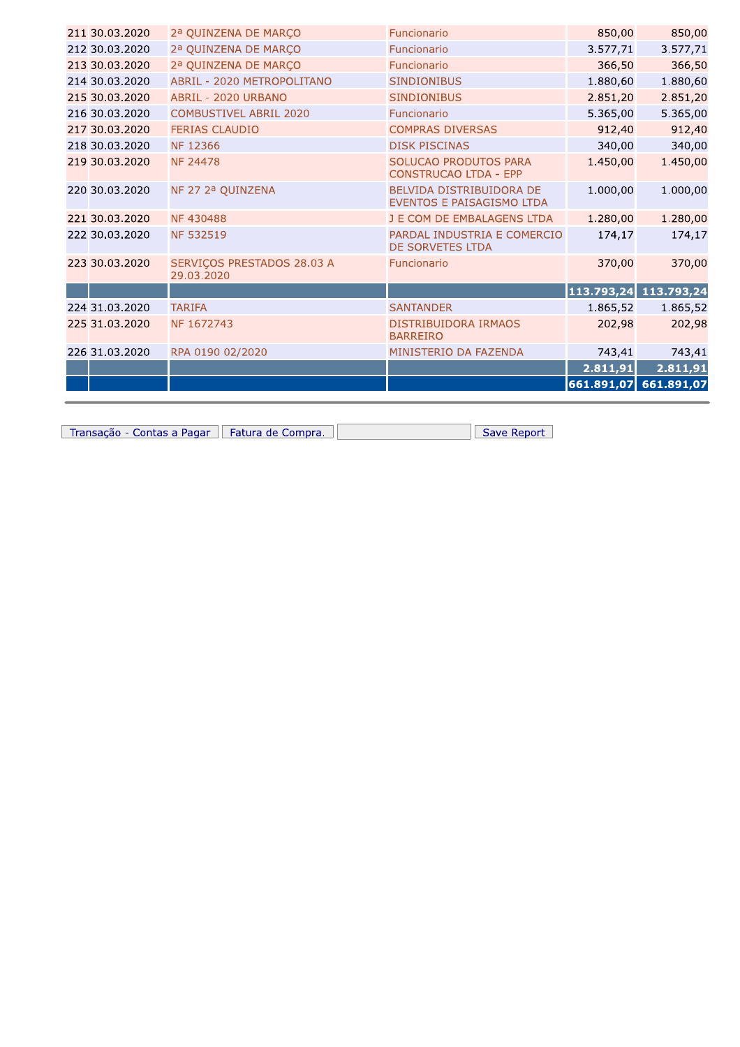| | | | | | |
|---|---|---|---|---|---|
| 211 | 30.03.2020 | 2ª QUINZENA DE MARÇO | Funcionario | 850,00 | 850,00 |
| 212 | 30.03.2020 | 2ª QUINZENA DE MARÇO | Funcionario | 3.577,71 | 3.577,71 |
| 213 | 30.03.2020 | 2ª QUINZENA DE MARÇO | Funcionario | 366,50 | 366,50 |
| 214 | 30.03.2020 | ABRIL - 2020 METROPOLITANO | SINDIONIBUS | 1.880,60 | 1.880,60 |
| 215 | 30.03.2020 | ABRIL - 2020 URBANO | SINDIONIBUS | 2.851,20 | 2.851,20 |
| 216 | 30.03.2020 | COMBUSTIVEL ABRIL 2020 | Funcionario | 5.365,00 | 5.365,00 |
| 217 | 30.03.2020 | FERIAS CLAUDIO | COMPRAS DIVERSAS | 912,40 | 912,40 |
| 218 | 30.03.2020 | NF 12366 | DISK PISCINAS | 340,00 | 340,00 |
| 219 | 30.03.2020 | NF 24478 | SOLUCAO PRODUTOS PARA CONSTRUCAO LTDA - EPP | 1.450,00 | 1.450,00 |
| 220 | 30.03.2020 | NF 27 2ª QUINZENA | BELVIDA DISTRIBUIDORA DE EVENTOS E PAISAGISMO LTDA | 1.000,00 | 1.000,00 |
| 221 | 30.03.2020 | NF 430488 | J E COM DE EMBALAGENS LTDA | 1.280,00 | 1.280,00 |
| 222 | 30.03.2020 | NF 532519 | PARDAL INDUSTRIA E COMERCIO DE SORVETES LTDA | 174,17 | 174,17 |
| 223 | 30.03.2020 | SERVIÇOS PRESTADOS 28.03 A 29.03.2020 | Funcionario | 370,00 | 370,00 |
| | | | | **113.793,24** | **113.793,24** |
| 224 | 31.03.2020 | TARIFA | SANTANDER | 1.865,52 | 1.865,52 |
| 225 | 31.03.2020 | NF 1672743 | DISTRIBUIDORA IRMAOS BARREIRO | 202,98 | 202,98 |
| 226 | 31.03.2020 | RPA 0190 02/2020 | MINISTERIO DA FAZENDA | 743,41 | 743,41 |
| | | | | **2.811,91** | **2.811,91** |
| | | | | **661.891,07** | **661.891,07** |

Transação - Contas a Pagar | Fatura de Compra. | Save Report